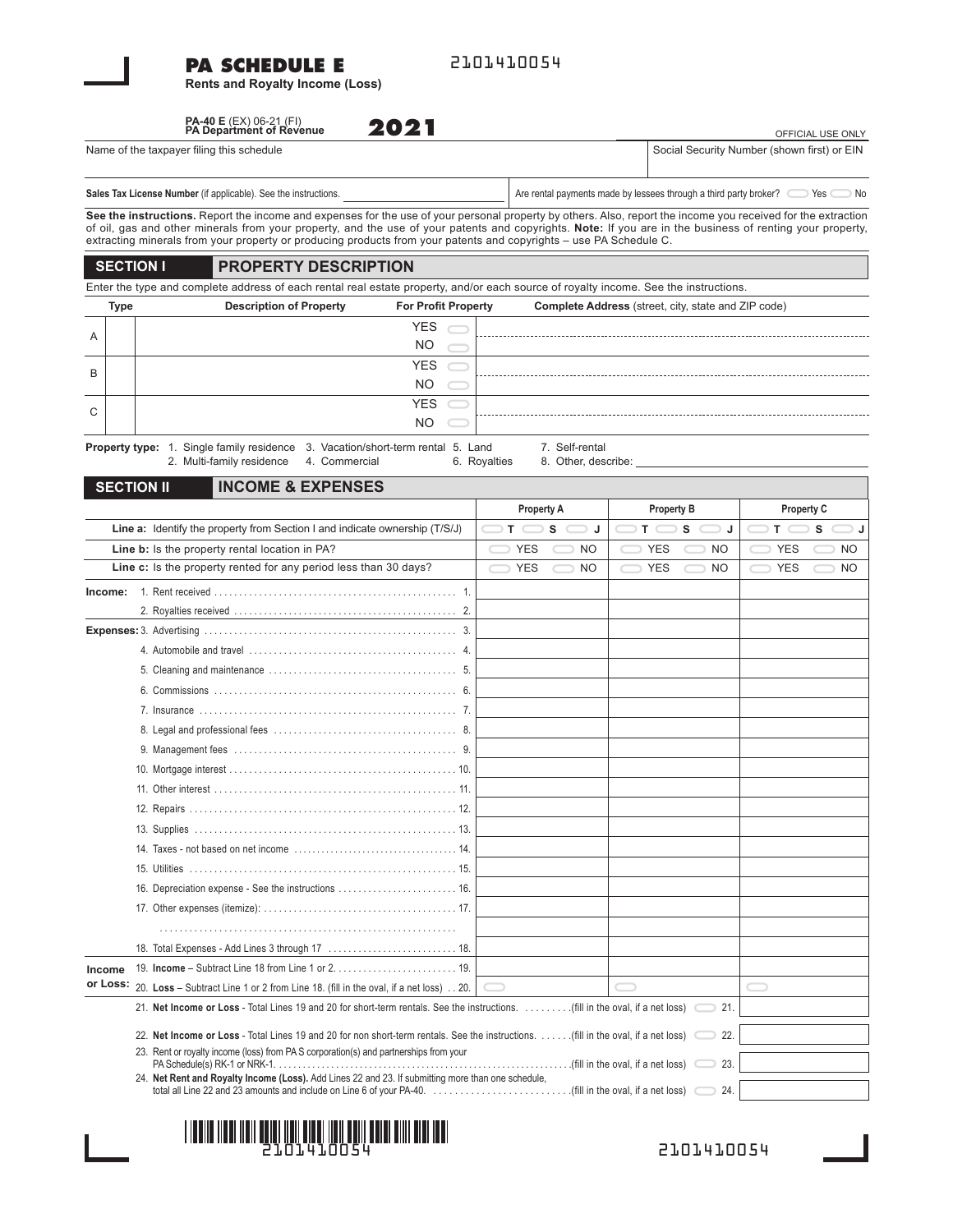2101410054

# PA SCHEDULE E

**Rents and Royalty Income (Loss)**

**PA-40 E** (EX) 06-21 (FI)
**PA Department of Revenue**

# 2021

OFFICIAL USE ONLY

| Name of the taxpayer filing this schedule | Social Security Number (shown first) or EIN |
|---|---|
| | |

**Sales Tax License Number** (if applicable). See the instructions. ____________ Are rental payments made by lessees through a third party broker? ◯ Yes ◯ No

**See the instructions.** Report the income and expenses for the use of your personal property by others. Also, report the income you received for the extraction of oil, gas and other minerals from your property, and the use of your patents and copyrights. **Note:** If you are in the business of renting your property, extracting minerals from your property or producing products from your patents and copyrights – use PA Schedule C.

## SECTION I PROPERTY DESCRIPTION

Enter the type and complete address of each rental real estate property, and/or each source of royalty income. See the instructions.

| | Type | Description of Property | For Profit Property | Complete Address (street, city, state and ZIP code) |
|---|---|---|---|---|
| A | | | YES ◯ NO ◯ | |
| B | | | YES ◯ NO ◯ | |
| C | | | YES ◯ NO ◯ | |

**Property type:** 1. Single family residence 2. Multi-family residence 3. Vacation/short-term rental 4. Commercial 5. Land 6. Royalties 7. Self-rental 8. Other, describe: ____________

## SECTION II INCOME & EXPENSES

| | | Property A | Property B | Property C |
|---|---|---|---|---|
| | **Line a:** Identify the property from Section I and indicate ownership (T/S/J) | ◯ T ◯ S ◯ J | ◯ T ◯ S ◯ J | ◯ T ◯ S ◯ J |
| | **Line b:** Is the property rental location in PA? | ◯ YES ◯ NO | ◯ YES ◯ NO | ◯ YES ◯ NO |
| | **Line c:** Is the property rented for any period less than 30 days? | ◯ YES ◯ NO | ◯ YES ◯ NO | ◯ YES ◯ NO |
| **Income:** | 1. Rent received ... 1. | | | |
| | 2. Royalties received ... 2. | | | |
| **Expenses:** | 3. Advertising ... 3. | | | |
| | 4. Automobile and travel ... 4. | | | |
| | 5. Cleaning and maintenance ... 5. | | | |
| | 6. Commissions ... 6. | | | |
| | 7. Insurance ... 7. | | | |
| | 8. Legal and professional fees ... 8. | | | |
| | 9. Management fees ... 9. | | | |
| | 10. Mortgage interest ... 10. | | | |
| | 11. Other interest ... 11. | | | |
| | 12. Repairs ... 12. | | | |
| | 13. Supplies ... 13. | | | |
| | 14. Taxes - not based on net income ... 14. | | | |
| | 15. Utilities ... 15. | | | |
| | 16. Depreciation expense - See the instructions ... 16. | | | |
| | 17. Other expenses (itemize): ... 17. | | | |
| | ... | | | |
| | 18. Total Expenses - Add Lines 3 through 17 ... 18. | | | |
| **Income or Loss:** | 19. **Income** – Subtract Line 18 from Line 1 or 2. ... 19. | | | |
| | 20. **Loss** – Subtract Line 1 or 2 from Line 18. (fill in the oval, if a net loss) .. 20. | ◯ | ◯ | ◯ |

21. **Net Income or Loss** - Total Lines 19 and 20 for short-term rentals. See the instructions. ... (fill in the oval, if a net loss) ◯ 21. ____________

22. **Net Income or Loss** - Total Lines 19 and 20 for non short-term rentals. See the instructions. ... (fill in the oval, if a net loss) ◯ 22. ____________

23. Rent or royalty income (loss) from PA S corporation(s) and partnerships from your PA Schedule(s) RK-1 or NRK-1. ... (fill in the oval, if a net loss) ◯ 23. ____________

24. **Net Rent and Royalty Income (Loss).** Add Lines 22 and 23. If submitting more than one schedule, total all Line 22 and 23 amounts and include on Line 6 of your PA-40. ... (fill in the oval, if a net loss) ◯ 24. ____________

2101410054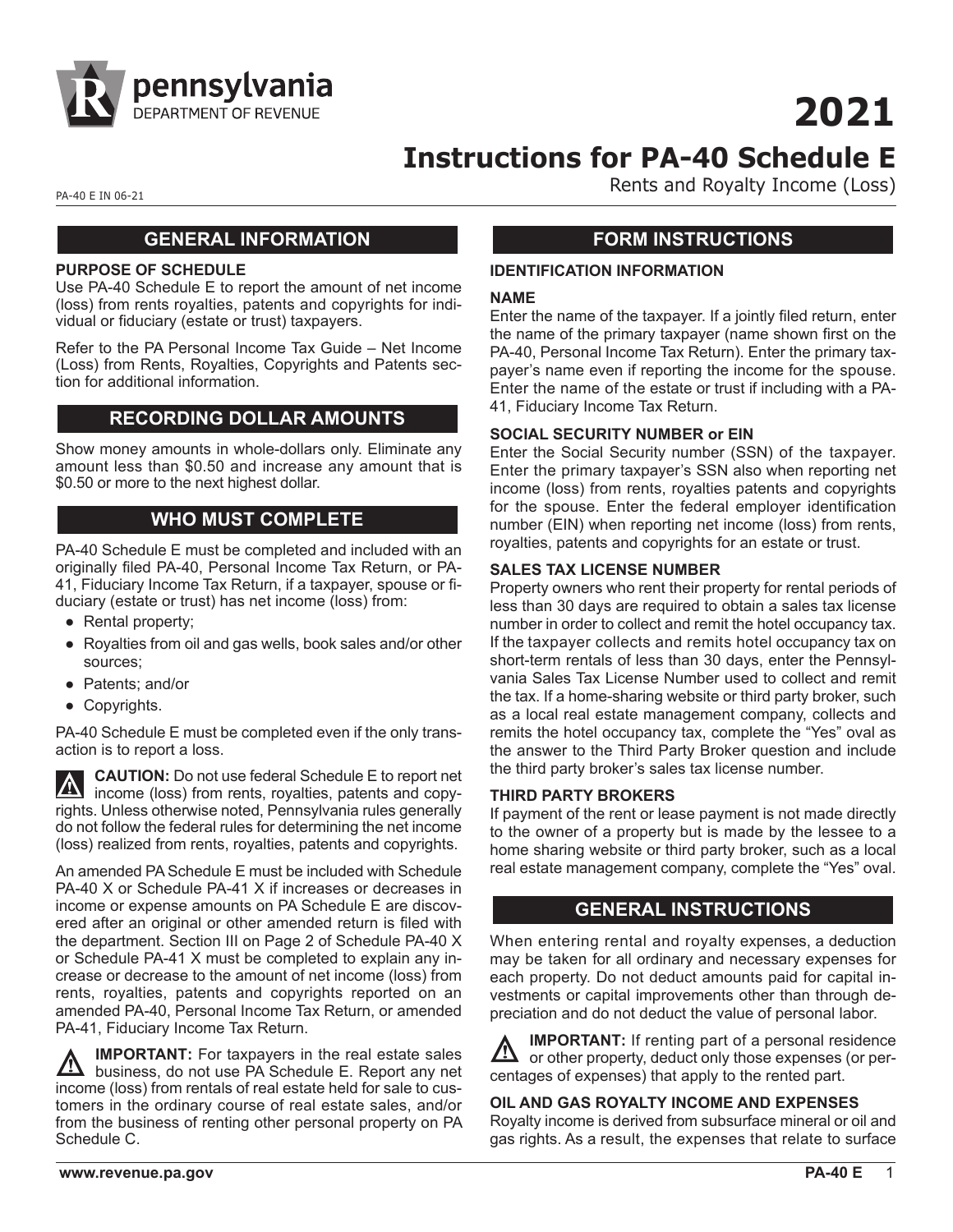# 2021

# Instructions for PA-40 Schedule E

Rents and Royalty Income (Loss)

PA-40 E IN 06-21

## GENERAL INFORMATION

**PURPOSE OF SCHEDULE**

Use PA-40 Schedule E to report the amount of net income (loss) from rents royalties, patents and copyrights for individual or fiduciary (estate or trust) taxpayers.

Refer to the PA Personal Income Tax Guide – Net Income (Loss) from Rents, Royalties, Copyrights and Patents section for additional information.

## RECORDING DOLLAR AMOUNTS

Show money amounts in whole-dollars only. Eliminate any amount less than $0.50 and increase any amount that is $0.50 or more to the next highest dollar.

## WHO MUST COMPLETE

PA-40 Schedule E must be completed and included with an originally filed PA-40, Personal Income Tax Return, or PA-41, Fiduciary Income Tax Return, if a taxpayer, spouse or fiduciary (estate or trust) has net income (loss) from:

- Rental property;
- Royalties from oil and gas wells, book sales and/or other sources;
- Patents; and/or
- Copyrights.

PA-40 Schedule E must be completed even if the only transaction is to report a loss.

**CAUTION:** Do not use federal Schedule E to report net income (loss) from rents, royalties, patents and copyrights. Unless otherwise noted, Pennsylvania rules generally do not follow the federal rules for determining the net income (loss) realized from rents, royalties, patents and copyrights.

An amended PA Schedule E must be included with Schedule PA-40 X or Schedule PA-41 X if increases or decreases in income or expense amounts on PA Schedule E are discovered after an original or other amended return is filed with the department. Section III on Page 2 of Schedule PA-40 X or Schedule PA-41 X must be completed to explain any increase or decrease to the amount of net income (loss) from rents, royalties, patents and copyrights reported on an amended PA-40, Personal Income Tax Return, or amended PA-41, Fiduciary Income Tax Return.

**IMPORTANT:** For taxpayers in the real estate sales business, do not use PA Schedule E. Report any net income (loss) from rentals of real estate held for sale to customers in the ordinary course of real estate sales, and/or from the business of renting other personal property on PA Schedule C.

## FORM INSTRUCTIONS

**IDENTIFICATION INFORMATION**

**NAME**

Enter the name of the taxpayer. If a jointly filed return, enter the name of the primary taxpayer (name shown first on the PA-40, Personal Income Tax Return). Enter the primary taxpayer's name even if reporting the income for the spouse. Enter the name of the estate or trust if including with a PA-41, Fiduciary Income Tax Return.

**SOCIAL SECURITY NUMBER or EIN**

Enter the Social Security number (SSN) of the taxpayer. Enter the primary taxpayer's SSN also when reporting net income (loss) from rents, royalties patents and copyrights for the spouse. Enter the federal employer identification number (EIN) when reporting net income (loss) from rents, royalties, patents and copyrights for an estate or trust.

**SALES TAX LICENSE NUMBER**

Property owners who rent their property for rental periods of less than 30 days are required to obtain a sales tax license number in order to collect and remit the hotel occupancy tax. If the taxpayer collects and remits hotel occupancy tax on short-term rentals of less than 30 days, enter the Pennsylvania Sales Tax License Number used to collect and remit the tax. If a home-sharing website or third party broker, such as a local real estate management company, collects and remits the hotel occupancy tax, complete the "Yes" oval as the answer to the Third Party Broker question and include the third party broker's sales tax license number.

**THIRD PARTY BROKERS**

If payment of the rent or lease payment is not made directly to the owner of a property but is made by the lessee to a home sharing website or third party broker, such as a local real estate management company, complete the "Yes" oval.

## GENERAL INSTRUCTIONS

When entering rental and royalty expenses, a deduction may be taken for all ordinary and necessary expenses for each property. Do not deduct amounts paid for capital investments or capital improvements other than through depreciation and do not deduct the value of personal labor.

**IMPORTANT:** If renting part of a personal residence or other property, deduct only those expenses (or percentages of expenses) that apply to the rented part.

**OIL AND GAS ROYALTY INCOME AND EXPENSES**

Royalty income is derived from subsurface mineral or oil and gas rights. As a result, the expenses that relate to surface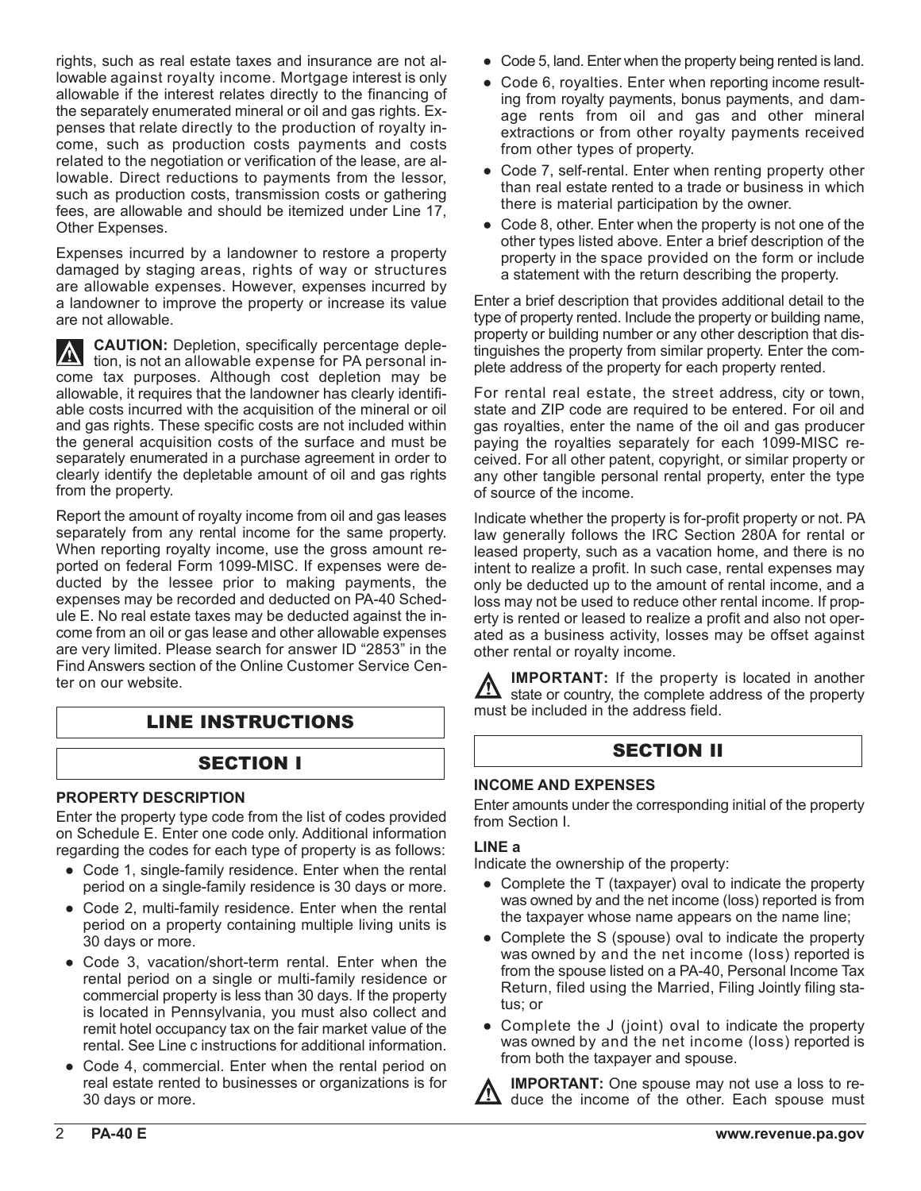rights, such as real estate taxes and insurance are not allowable against royalty income. Mortgage interest is only allowable if the interest relates directly to the financing of the separately enumerated mineral or oil and gas rights. Expenses that relate directly to the production of royalty income, such as production costs payments and costs related to the negotiation or verification of the lease, are allowable. Direct reductions to payments from the lessor, such as production costs, transmission costs or gathering fees, are allowable and should be itemized under Line 17, Other Expenses.

Expenses incurred by a landowner to restore a property damaged by staging areas, rights of way or structures are allowable expenses. However, expenses incurred by a landowner to improve the property or increase its value are not allowable.

**CAUTION:** Depletion, specifically percentage depletion, is not an allowable expense for PA personal income tax purposes. Although cost depletion may be allowable, it requires that the landowner has clearly identifiable costs incurred with the acquisition of the mineral or oil and gas rights. These specific costs are not included within the general acquisition costs of the surface and must be separately enumerated in a purchase agreement in order to clearly identify the depletable amount of oil and gas rights from the property.

Report the amount of royalty income from oil and gas leases separately from any rental income for the same property. When reporting royalty income, use the gross amount reported on federal Form 1099-MISC. If expenses were deducted by the lessee prior to making payments, the expenses may be recorded and deducted on PA-40 Schedule E. No real estate taxes may be deducted against the income from an oil or gas lease and other allowable expenses are very limited. Please search for answer ID "2853" in the Find Answers section of the Online Customer Service Center on our website.

# LINE INSTRUCTIONS

## SECTION I

### PROPERTY DESCRIPTION

Enter the property type code from the list of codes provided on Schedule E. Enter one code only. Additional information regarding the codes for each type of property is as follows:

- Code 1, single-family residence. Enter when the rental period on a single-family residence is 30 days or more.
- Code 2, multi-family residence. Enter when the rental period on a property containing multiple living units is 30 days or more.
- Code 3, vacation/short-term rental. Enter when the rental period on a single or multi-family residence or commercial property is less than 30 days. If the property is located in Pennsylvania, you must also collect and remit hotel occupancy tax on the fair market value of the rental. See Line c instructions for additional information.
- Code 4, commercial. Enter when the rental period on real estate rented to businesses or organizations is for 30 days or more.
- Code 5, land. Enter when the property being rented is land.
- Code 6, royalties. Enter when reporting income resulting from royalty payments, bonus payments, and damage rents from oil and gas and other mineral extractions or from other royalty payments received from other types of property.
- Code 7, self-rental. Enter when renting property other than real estate rented to a trade or business in which there is material participation by the owner.
- Code 8, other. Enter when the property is not one of the other types listed above. Enter a brief description of the property in the space provided on the form or include a statement with the return describing the property.

Enter a brief description that provides additional detail to the type of property rented. Include the property or building name, property or building number or any other description that distinguishes the property from similar property. Enter the complete address of the property for each property rented.

For rental real estate, the street address, city or town, state and ZIP code are required to be entered. For oil and gas royalties, enter the name of the oil and gas producer paying the royalties separately for each 1099-MISC received. For all other patent, copyright, or similar property or any other tangible personal rental property, enter the type of source of the income.

Indicate whether the property is for-profit property or not. PA law generally follows the IRC Section 280A for rental or leased property, such as a vacation home, and there is no intent to realize a profit. In such case, rental expenses may only be deducted up to the amount of rental income, and a loss may not be used to reduce other rental income. If property is rented or leased to realize a profit and also not operated as a business activity, losses may be offset against other rental or royalty income.

**IMPORTANT:** If the property is located in another state or country, the complete address of the property must be included in the address field.

## SECTION II

### INCOME AND EXPENSES

Enter amounts under the corresponding initial of the property from Section I.

### LINE a

Indicate the ownership of the property:

- Complete the T (taxpayer) oval to indicate the property was owned by and the net income (loss) reported is from the taxpayer whose name appears on the name line;
- Complete the S (spouse) oval to indicate the property was owned by and the net income (loss) reported is from the spouse listed on a PA-40, Personal Income Tax Return, filed using the Married, Filing Jointly filing status; or
- Complete the J (joint) oval to indicate the property was owned by and the net income (loss) reported is from both the taxpayer and spouse.

**IMPORTANT:** One spouse may not use a loss to reduce the income of the other. Each spouse must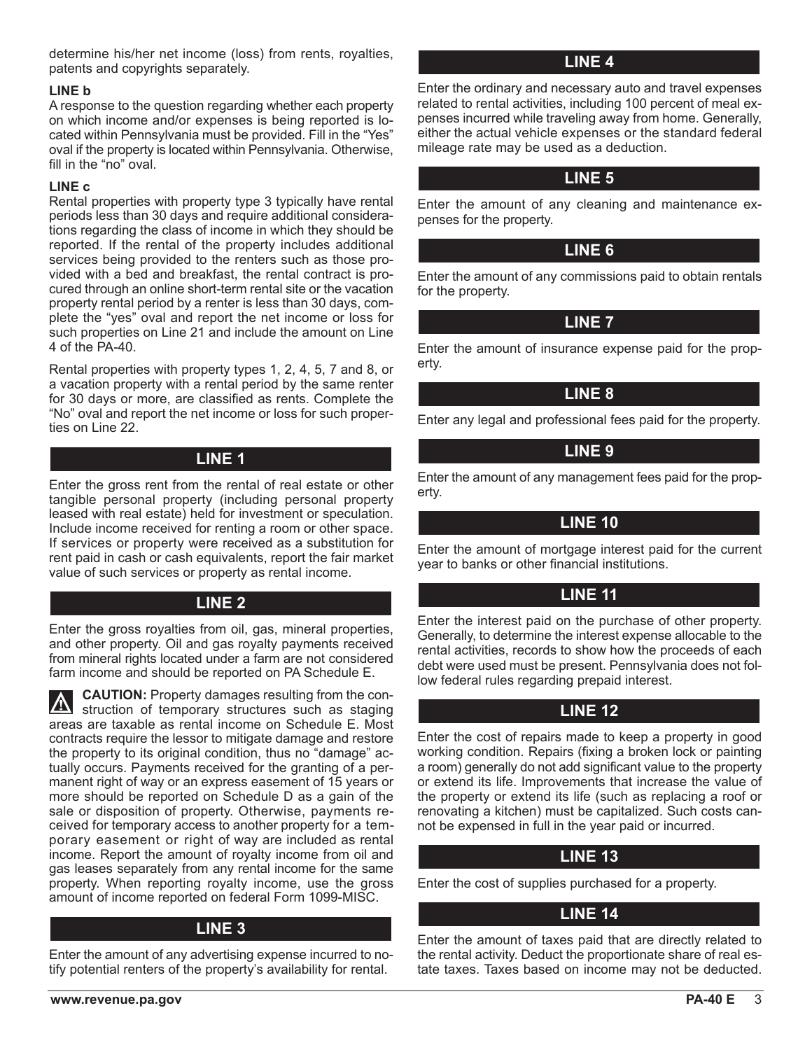determine his/her net income (loss) from rents, royalties, patents and copyrights separately.

**LINE b**

A response to the question regarding whether each property on which income and/or expenses is being reported is located within Pennsylvania must be provided. Fill in the "Yes" oval if the property is located within Pennsylvania. Otherwise, fill in the "no" oval.

**LINE c**

Rental properties with property type 3 typically have rental periods less than 30 days and require additional considerations regarding the class of income in which they should be reported. If the rental of the property includes additional services being provided to the renters such as those provided with a bed and breakfast, the rental contract is procured through an online short-term rental site or the vacation property rental period by a renter is less than 30 days, complete the "yes" oval and report the net income or loss for such properties on Line 21 and include the amount on Line 4 of the PA-40.

Rental properties with property types 1, 2, 4, 5, 7 and 8, or a vacation property with a rental period by the same renter for 30 days or more, are classified as rents. Complete the "No" oval and report the net income or loss for such properties on Line 22.

## LINE 1

Enter the gross rent from the rental of real estate or other tangible personal property (including personal property leased with real estate) held for investment or speculation. Include income received for renting a room or other space. If services or property were received as a substitution for rent paid in cash or cash equivalents, report the fair market value of such services or property as rental income.

## LINE 2

Enter the gross royalties from oil, gas, mineral properties, and other property. Oil and gas royalty payments received from mineral rights located under a farm are not considered farm income and should be reported on PA Schedule E.

**CAUTION:** Property damages resulting from the construction of temporary structures such as staging areas are taxable as rental income on Schedule E. Most contracts require the lessor to mitigate damage and restore the property to its original condition, thus no "damage" actually occurs. Payments received for the granting of a permanent right of way or an express easement of 15 years or more should be reported on Schedule D as a gain of the sale or disposition of property. Otherwise, payments received for temporary access to another property for a temporary easement or right of way are included as rental income. Report the amount of royalty income from oil and gas leases separately from any rental income for the same property. When reporting royalty income, use the gross amount of income reported on federal Form 1099-MISC.

## LINE 3

Enter the amount of any advertising expense incurred to notify potential renters of the property's availability for rental.

## LINE 4

Enter the ordinary and necessary auto and travel expenses related to rental activities, including 100 percent of meal expenses incurred while traveling away from home. Generally, either the actual vehicle expenses or the standard federal mileage rate may be used as a deduction.

## LINE 5

Enter the amount of any cleaning and maintenance expenses for the property.

## LINE 6

Enter the amount of any commissions paid to obtain rentals for the property.

## LINE 7

Enter the amount of insurance expense paid for the property.

## LINE 8

Enter any legal and professional fees paid for the property.

## LINE 9

Enter the amount of any management fees paid for the property.

## LINE 10

Enter the amount of mortgage interest paid for the current year to banks or other financial institutions.

## LINE 11

Enter the interest paid on the purchase of other property. Generally, to determine the interest expense allocable to the rental activities, records to show how the proceeds of each debt were used must be present. Pennsylvania does not follow federal rules regarding prepaid interest.

## LINE 12

Enter the cost of repairs made to keep a property in good working condition. Repairs (fixing a broken lock or painting a room) generally do not add significant value to the property or extend its life. Improvements that increase the value of the property or extend its life (such as replacing a roof or renovating a kitchen) must be capitalized. Such costs cannot be expensed in full in the year paid or incurred.

## LINE 13

Enter the cost of supplies purchased for a property.

## LINE 14

Enter the amount of taxes paid that are directly related to the rental activity. Deduct the proportionate share of real estate taxes. Taxes based on income may not be deducted.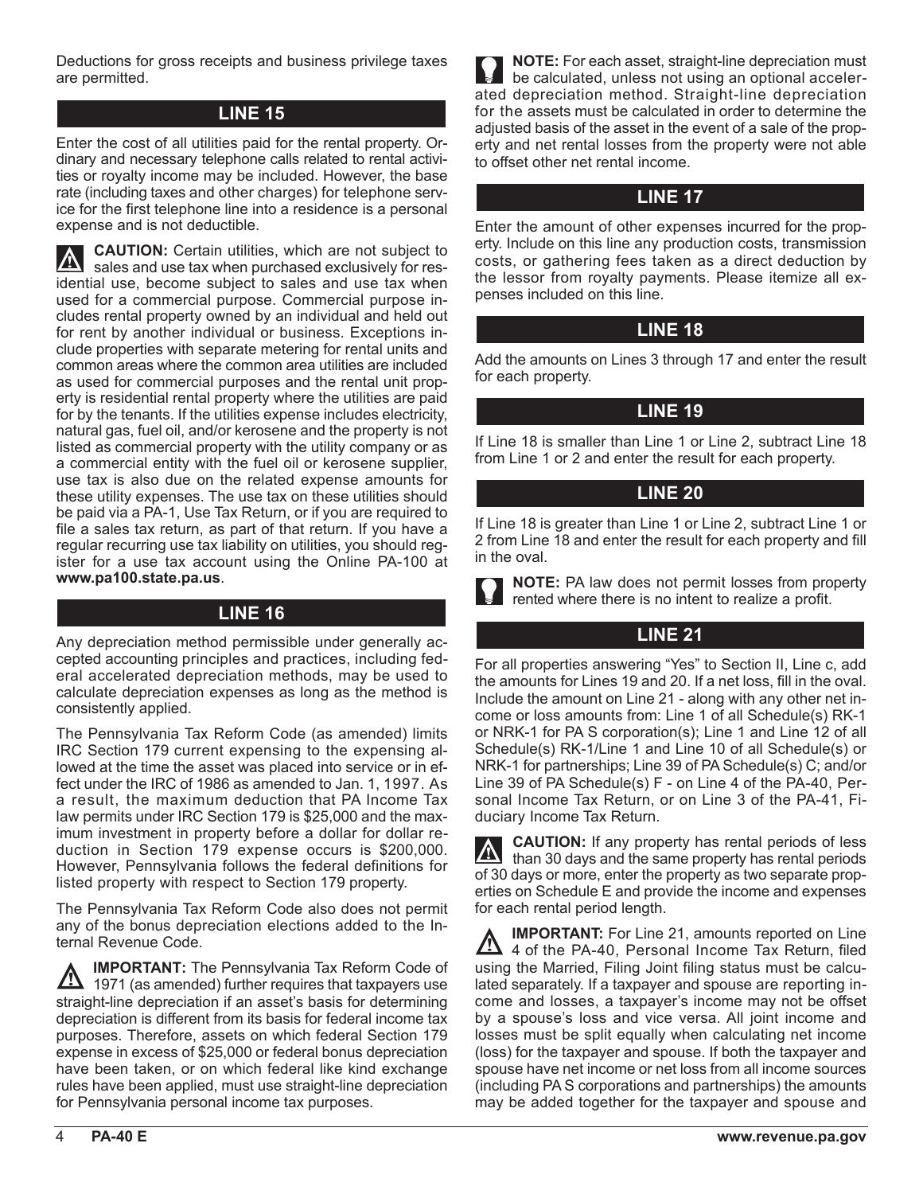Deductions for gross receipts and business privilege taxes are permitted.

## LINE 15

Enter the cost of all utilities paid for the rental property. Ordinary and necessary telephone calls related to rental activities or royalty income may be included. However, the base rate (including taxes and other charges) for telephone service for the first telephone line into a residence is a personal expense and is not deductible.

**CAUTION:** Certain utilities, which are not subject to sales and use tax when purchased exclusively for residential use, become subject to sales and use tax when used for a commercial purpose. Commercial purpose includes rental property owned by an individual and held out for rent by another individual or business. Exceptions include properties with separate metering for rental units and common areas where the common area utilities are included as used for commercial purposes and the rental unit property is residential rental property where the utilities are paid for by the tenants. If the utilities expense includes electricity, natural gas, fuel oil, and/or kerosene and the property is not listed as commercial property with the utility company or as a commercial entity with the fuel oil or kerosene supplier, use tax is also due on the related expense amounts for these utility expenses. The use tax on these utilities should be paid via a PA-1, Use Tax Return, or if you are required to file a sales tax return, as part of that return. If you have a regular recurring use tax liability on utilities, you should register for a use tax account using the Online PA-100 at **www.pa100.state.pa.us**.

## LINE 16

Any depreciation method permissible under generally accepted accounting principles and practices, including federal accelerated depreciation methods, may be used to calculate depreciation expenses as long as the method is consistently applied.

The Pennsylvania Tax Reform Code (as amended) limits IRC Section 179 current expensing to the expensing allowed at the time the asset was placed into service or in effect under the IRC of 1986 as amended to Jan. 1, 1997. As a result, the maximum deduction that PA Income Tax law permits under IRC Section 179 is $25,000 and the maximum investment in property before a dollar for dollar reduction in Section 179 expense occurs is $200,000. However, Pennsylvania follows the federal definitions for listed property with respect to Section 179 property.

The Pennsylvania Tax Reform Code also does not permit any of the bonus depreciation elections added to the Internal Revenue Code.

**IMPORTANT:** The Pennsylvania Tax Reform Code of 1971 (as amended) further requires that taxpayers use straight-line depreciation if an asset's basis for determining depreciation is different from its basis for federal income tax purposes. Therefore, assets on which federal Section 179 expense in excess of $25,000 or federal bonus depreciation have been taken, or on which federal like kind exchange rules have been applied, must use straight-line depreciation for Pennsylvania personal income tax purposes.

**NOTE:** For each asset, straight-line depreciation must be calculated, unless not using an optional accelerated depreciation method. Straight-line depreciation for the assets must be calculated in order to determine the adjusted basis of the asset in the event of a sale of the property and net rental losses from the property were not able to offset other net rental income.

## LINE 17

Enter the amount of other expenses incurred for the property. Include on this line any production costs, transmission costs, or gathering fees taken as a direct deduction by the lessor from royalty payments. Please itemize all expenses included on this line.

## LINE 18

Add the amounts on Lines 3 through 17 and enter the result for each property.

## LINE 19

If Line 18 is smaller than Line 1 or Line 2, subtract Line 18 from Line 1 or 2 and enter the result for each property.

## LINE 20

If Line 18 is greater than Line 1 or Line 2, subtract Line 1 or 2 from Line 18 and enter the result for each property and fill in the oval.

**NOTE:** PA law does not permit losses from property rented where there is no intent to realize a profit.

## LINE 21

For all properties answering "Yes" to Section II, Line c, add the amounts for Lines 19 and 20. If a net loss, fill in the oval. Include the amount on Line 21 - along with any other net income or loss amounts from: Line 1 of all Schedule(s) RK-1 or NRK-1 for PA S corporation(s); Line 1 and Line 12 of all Schedule(s) RK-1/Line 1 and Line 10 of all Schedule(s) or NRK-1 for partnerships; Line 39 of PA Schedule(s) C; and/or Line 39 of PA Schedule(s) F - on Line 4 of the PA-40, Personal Income Tax Return, or on Line 3 of the PA-41, Fiduciary Income Tax Return.

**CAUTION:** If any property has rental periods of less than 30 days and the same property has rental periods of 30 days or more, enter the property as two separate properties on Schedule E and provide the income and expenses for each rental period length.

**IMPORTANT:** For Line 21, amounts reported on Line 4 of the PA-40, Personal Income Tax Return, filed using the Married, Filing Joint filing status must be calculated separately. If a taxpayer and spouse are reporting income and losses, a taxpayer's income may not be offset by a spouse's loss and vice versa. All joint income and losses must be split equally when calculating net income (loss) for the taxpayer and spouse. If both the taxpayer and spouse have net income or net loss from all income sources (including PA S corporations and partnerships) the amounts may be added together for the taxpayer and spouse and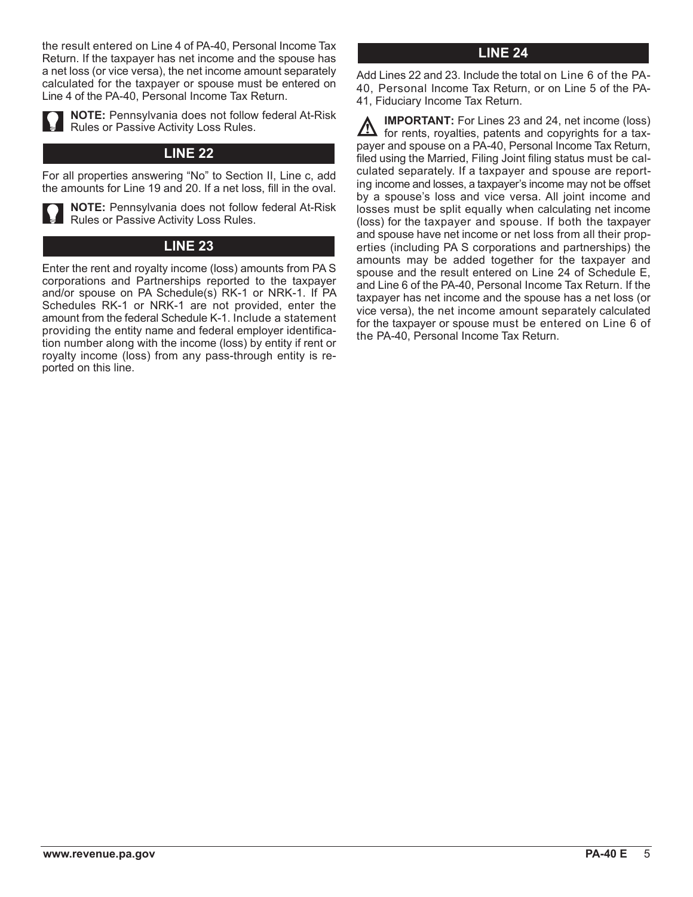the result entered on Line 4 of PA-40, Personal Income Tax Return. If the taxpayer has net income and the spouse has a net loss (or vice versa), the net income amount separately calculated for the taxpayer or spouse must be entered on Line 4 of the PA-40, Personal Income Tax Return.

**NOTE:** Pennsylvania does not follow federal At-Risk Rules or Passive Activity Loss Rules.

## LINE 22

For all properties answering "No" to Section II, Line c, add the amounts for Line 19 and 20. If a net loss, fill in the oval.

**NOTE:** Pennsylvania does not follow federal At-Risk Rules or Passive Activity Loss Rules.

## LINE 23

Enter the rent and royalty income (loss) amounts from PA S corporations and Partnerships reported to the taxpayer and/or spouse on PA Schedule(s) RK-1 or NRK-1. If PA Schedules RK-1 or NRK-1 are not provided, enter the amount from the federal Schedule K-1. Include a statement providing the entity name and federal employer identification number along with the income (loss) by entity if rent or royalty income (loss) from any pass-through entity is reported on this line.

## LINE 24

Add Lines 22 and 23. Include the total on Line 6 of the PA-40, Personal Income Tax Return, or on Line 5 of the PA-41, Fiduciary Income Tax Return.

**IMPORTANT:** For Lines 23 and 24, net income (loss) for rents, royalties, patents and copyrights for a taxpayer and spouse on a PA-40, Personal Income Tax Return, filed using the Married, Filing Joint filing status must be calculated separately. If a taxpayer and spouse are reporting income and losses, a taxpayer's income may not be offset by a spouse's loss and vice versa. All joint income and losses must be split equally when calculating net income (loss) for the taxpayer and spouse. If both the taxpayer and spouse have net income or net loss from all their properties (including PA S corporations and partnerships) the amounts may be added together for the taxpayer and spouse and the result entered on Line 24 of Schedule E, and Line 6 of the PA-40, Personal Income Tax Return. If the taxpayer has net income and the spouse has a net loss (or vice versa), the net income amount separately calculated for the taxpayer or spouse must be entered on Line 6 of the PA-40, Personal Income Tax Return.